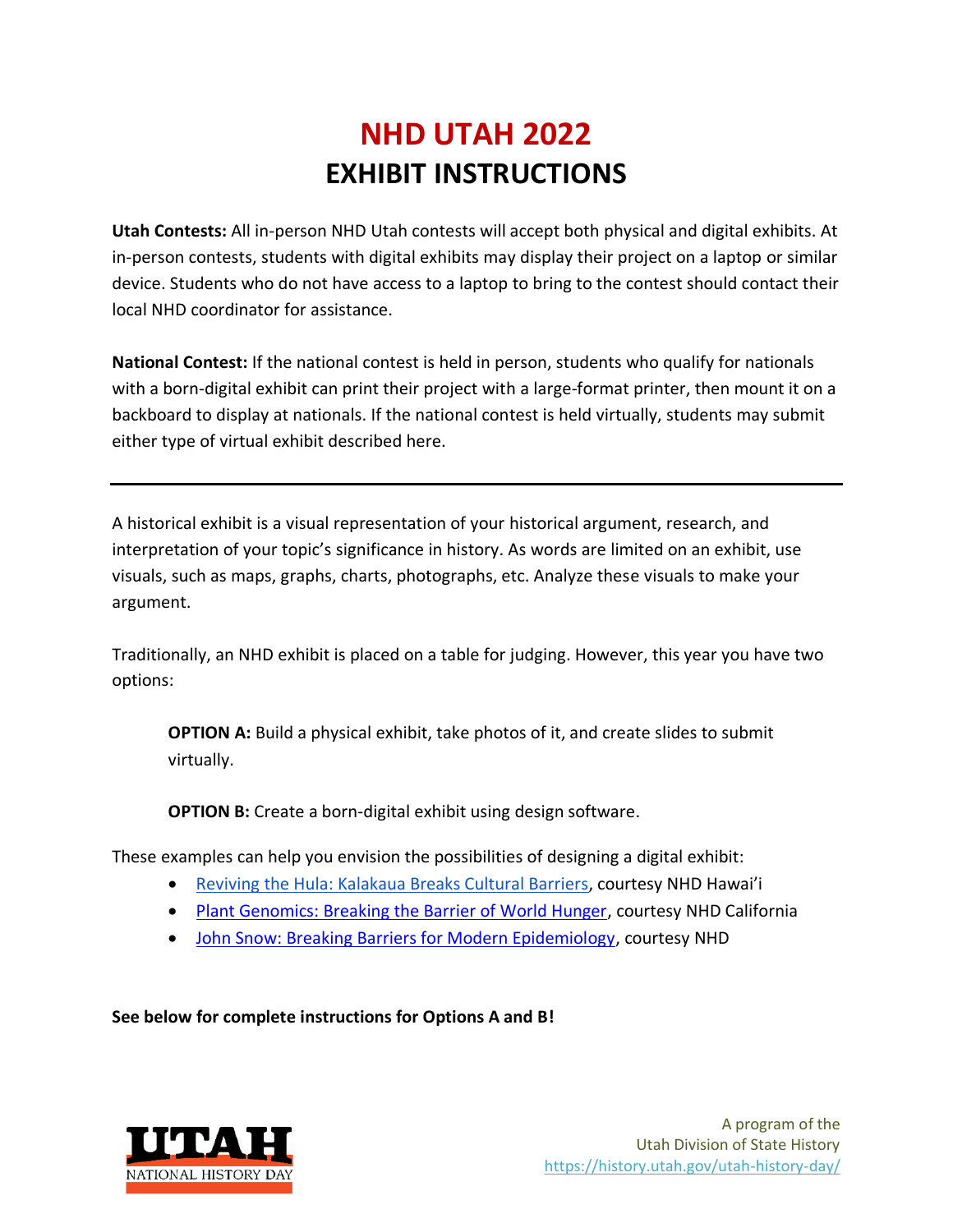# NHD UTAH 2022
## EXHIBIT INSTRUCTIONS

**Utah Contests:** All in-person NHD Utah contests will accept both physical and digital exhibits. At in-person contests, students with digital exhibits may display their project on a laptop or similar device. Students who do not have access to a laptop to bring to the contest should contact their local NHD coordinator for assistance.

**National Contest:** If the national contest is held in person, students who qualify for nationals with a born-digital exhibit can print their project with a large-format printer, then mount it on a backboard to display at nationals. If the national contest is held virtually, students may submit either type of virtual exhibit described here.

---

A historical exhibit is a visual representation of your historical argument, research, and interpretation of your topic's significance in history. As words are limited on an exhibit, use visuals, such as maps, graphs, charts, photographs, etc. Analyze these visuals to make your argument.

Traditionally, an NHD exhibit is placed on a table for judging. However, this year you have two options:

> **OPTION A:** Build a physical exhibit, take photos of it, and create slides to submit virtually.
>
> **OPTION B:** Create a born-digital exhibit using design software.

These examples can help you envision the possibilities of designing a digital exhibit:

- Reviving the Hula: Kalakaua Breaks Cultural Barriers, courtesy NHD Hawai'i
- Plant Genomics: Breaking the Barrier of World Hunger, courtesy NHD California
- John Snow: Breaking Barriers for Modern Epidemiology, courtesy NHD

**See below for complete instructions for Options A and B!**

UTAH NATIONAL HISTORY DAY

A program of the
Utah Division of State History
https://history.utah.gov/utah-history-day/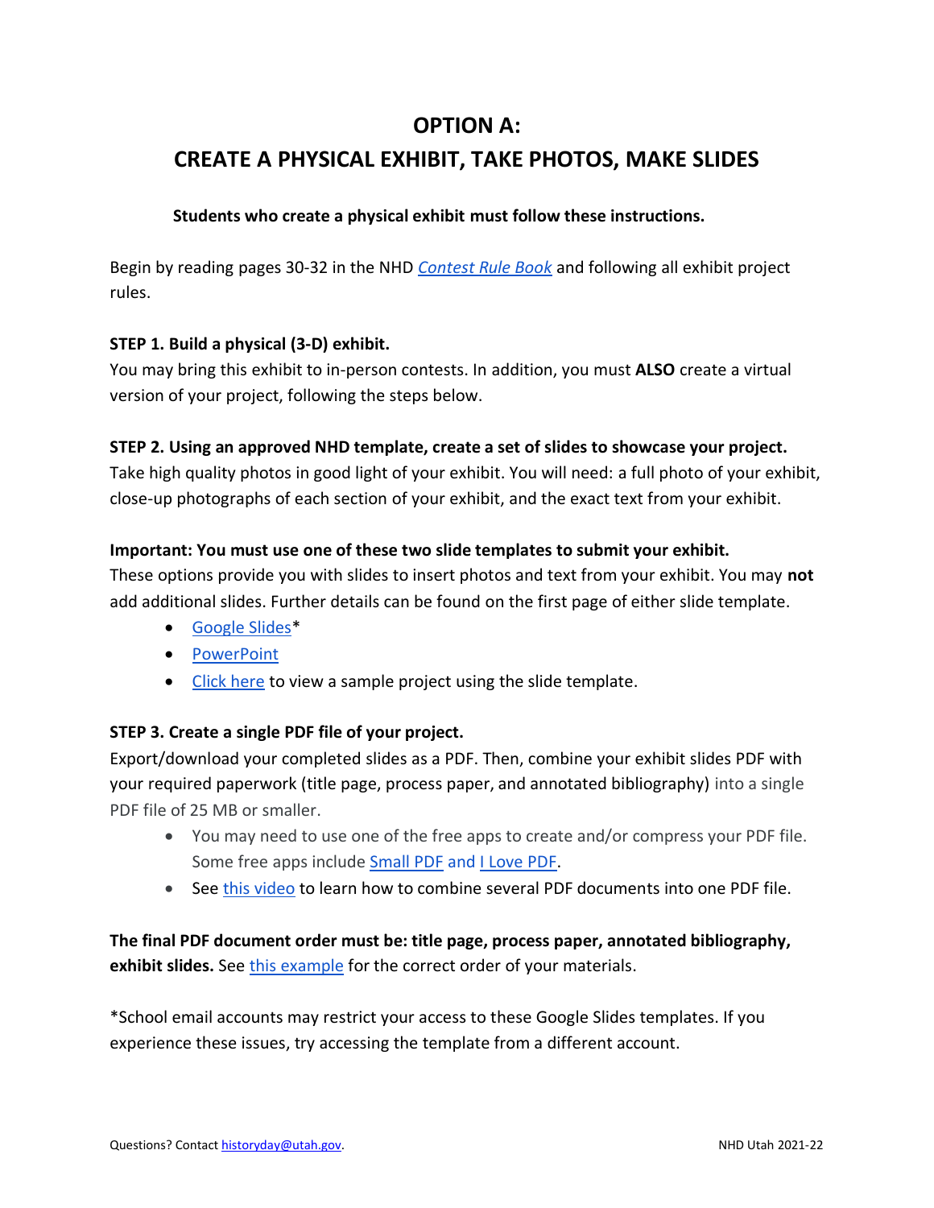# OPTION A:
# CREATE A PHYSICAL EXHIBIT, TAKE PHOTOS, MAKE SLIDES

**Students who create a physical exhibit must follow these instructions.**

Begin by reading pages 30-32 in the NHD *Contest Rule Book* and following all exhibit project rules.

**STEP 1. Build a physical (3-D) exhibit.**
You may bring this exhibit to in-person contests. In addition, you must **ALSO** create a virtual version of your project, following the steps below.

**STEP 2. Using an approved NHD template, create a set of slides to showcase your project.**
Take high quality photos in good light of your exhibit. You will need: a full photo of your exhibit, close-up photographs of each section of your exhibit, and the exact text from your exhibit.

**Important: You must use one of these two slide templates to submit your exhibit.**
These options provide you with slides to insert photos and text from your exhibit. You may **not** add additional slides. Further details can be found on the first page of either slide template.

- Google Slides*
- PowerPoint
- Click here to view a sample project using the slide template.

**STEP 3. Create a single PDF file of your project.**
Export/download your completed slides as a PDF. Then, combine your exhibit slides PDF with your required paperwork (title page, process paper, and annotated bibliography) into a single PDF file of 25 MB or smaller.

- You may need to use one of the free apps to create and/or compress your PDF file. Some free apps include Small PDF and I Love PDF.
- See this video to learn how to combine several PDF documents into one PDF file.

**The final PDF document order must be: title page, process paper, annotated bibliography, exhibit slides.** See this example for the correct order of your materials.

*School email accounts may restrict your access to these Google Slides templates. If you experience these issues, try accessing the template from a different account.

Questions? Contact historyday@utah.gov.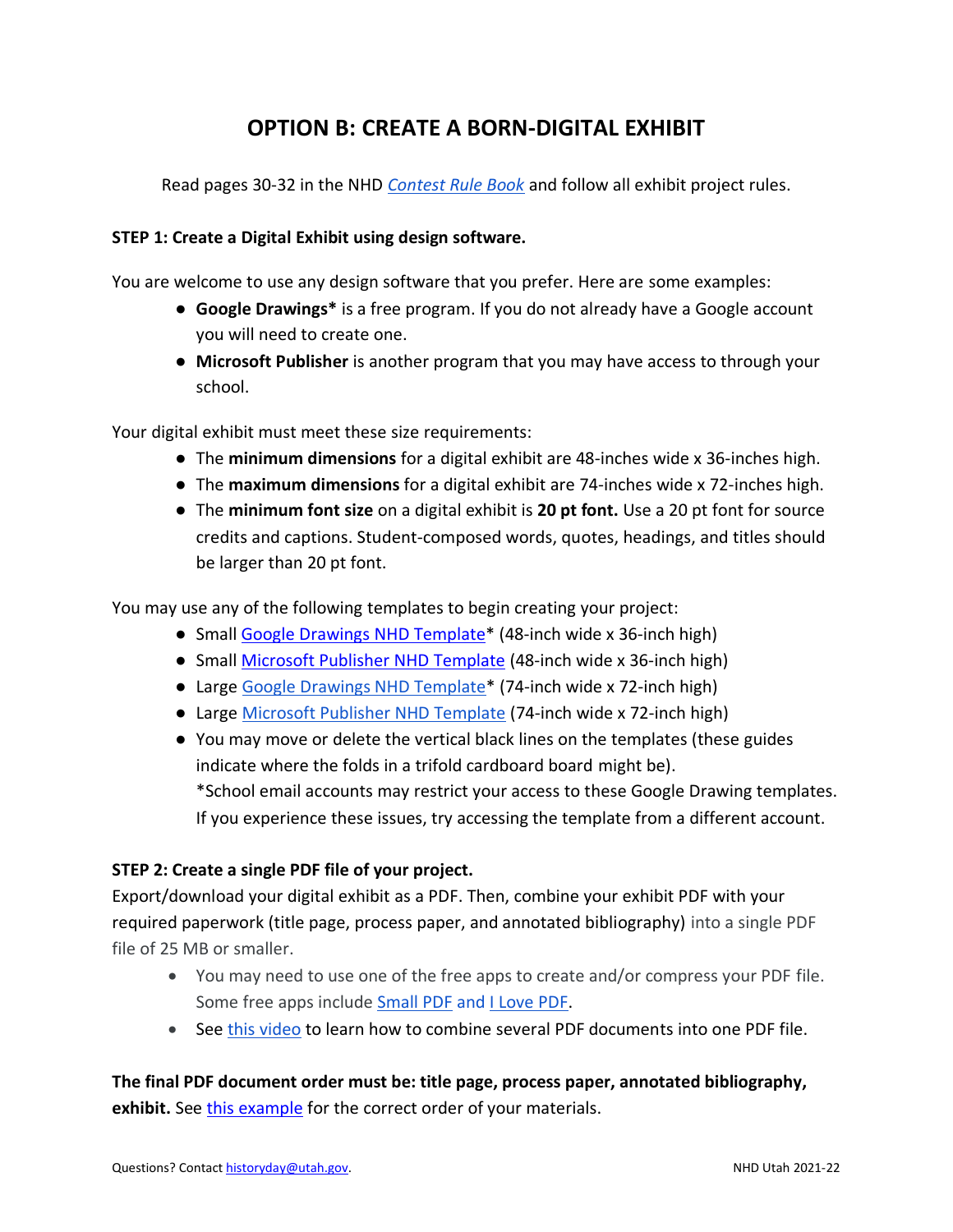# OPTION B: CREATE A BORN-DIGITAL EXHIBIT

Read pages 30-32 in the NHD *Contest Rule Book* and follow all exhibit project rules.

**STEP 1: Create a Digital Exhibit using design software.**

You are welcome to use any design software that you prefer. Here are some examples:

- **Google Drawings*** is a free program. If you do not already have a Google account you will need to create one.
- **Microsoft Publisher** is another program that you may have access to through your school.

Your digital exhibit must meet these size requirements:

- The **minimum dimensions** for a digital exhibit are 48-inches wide x 36-inches high.
- The **maximum dimensions** for a digital exhibit are 74-inches wide x 72-inches high.
- The **minimum font size** on a digital exhibit is **20 pt font.** Use a 20 pt font for source credits and captions. Student-composed words, quotes, headings, and titles should be larger than 20 pt font.

You may use any of the following templates to begin creating your project:

- Small Google Drawings NHD Template* (48-inch wide x 36-inch high)
- Small Microsoft Publisher NHD Template (48-inch wide x 36-inch high)
- Large Google Drawings NHD Template* (74-inch wide x 72-inch high)
- Large Microsoft Publisher NHD Template (74-inch wide x 72-inch high)
- You may move or delete the vertical black lines on the templates (these guides indicate where the folds in a trifold cardboard board might be).
  *School email accounts may restrict your access to these Google Drawing templates. If you experience these issues, try accessing the template from a different account.

**STEP 2: Create a single PDF file of your project.**

Export/download your digital exhibit as a PDF. Then, combine your exhibit PDF with your required paperwork (title page, process paper, and annotated bibliography) into a single PDF file of 25 MB or smaller.

- You may need to use one of the free apps to create and/or compress your PDF file. Some free apps include Small PDF and I Love PDF.
- See this video to learn how to combine several PDF documents into one PDF file.

**The final PDF document order must be: title page, process paper, annotated bibliography, exhibit.** See this example for the correct order of your materials.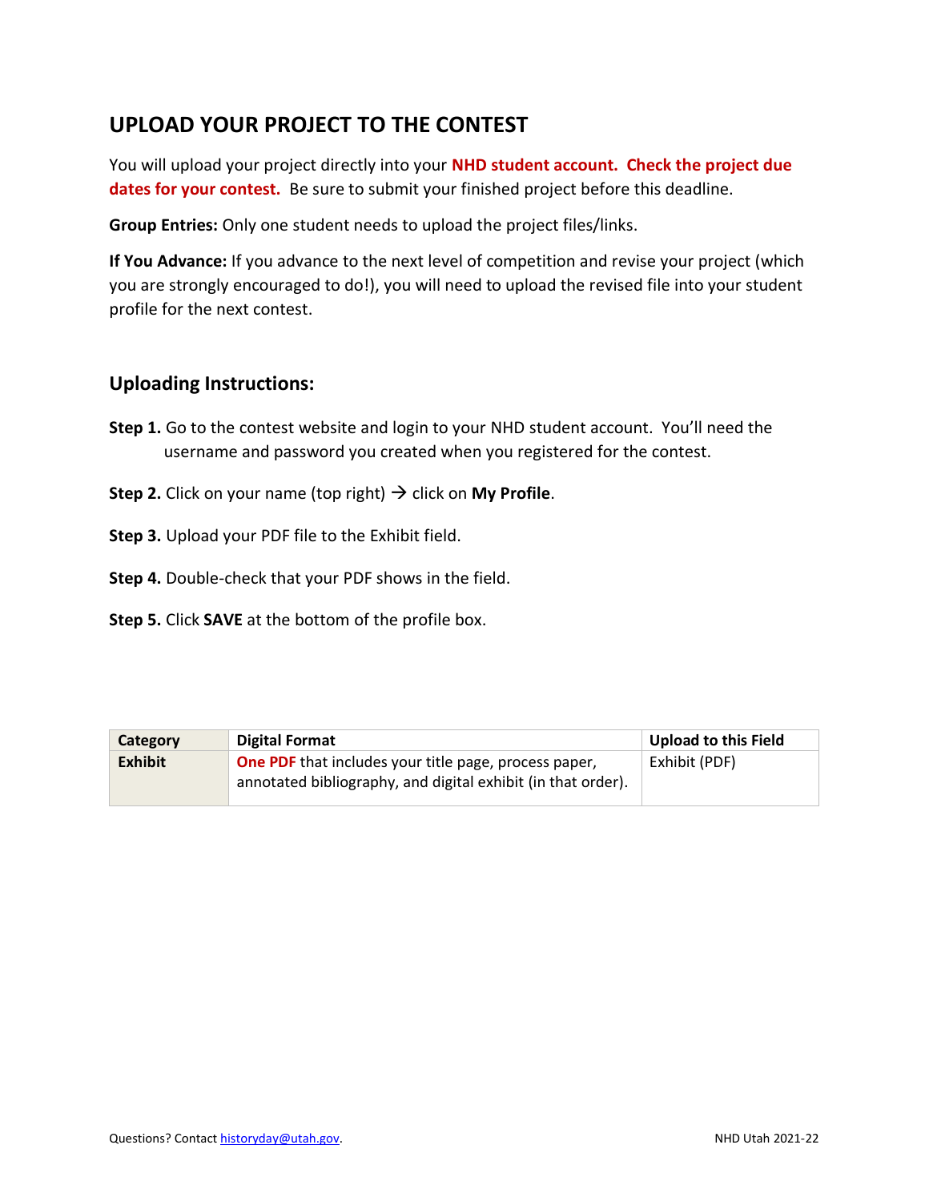# UPLOAD YOUR PROJECT TO THE CONTEST

You will upload your project directly into your **NHD student account. Check the project due dates for your contest.** Be sure to submit your finished project before this deadline.

**Group Entries:** Only one student needs to upload the project files/links.

**If You Advance:** If you advance to the next level of competition and revise your project (which you are strongly encouraged to do!), you will need to upload the revised file into your student profile for the next contest.

## Uploading Instructions:

**Step 1.** Go to the contest website and login to your NHD student account. You'll need the username and password you created when you registered for the contest.

**Step 2.** Click on your name (top right) → click on **My Profile**.

**Step 3.** Upload your PDF file to the Exhibit field.

**Step 4.** Double-check that your PDF shows in the field.

**Step 5.** Click **SAVE** at the bottom of the profile box.

| Category | Digital Format | Upload to this Field |
|---|---|---|
| **Exhibit** | **One PDF** that includes your title page, process paper, annotated bibliography, and digital exhibit (in that order). | Exhibit (PDF) |

Questions? Contact historyday@utah.gov.